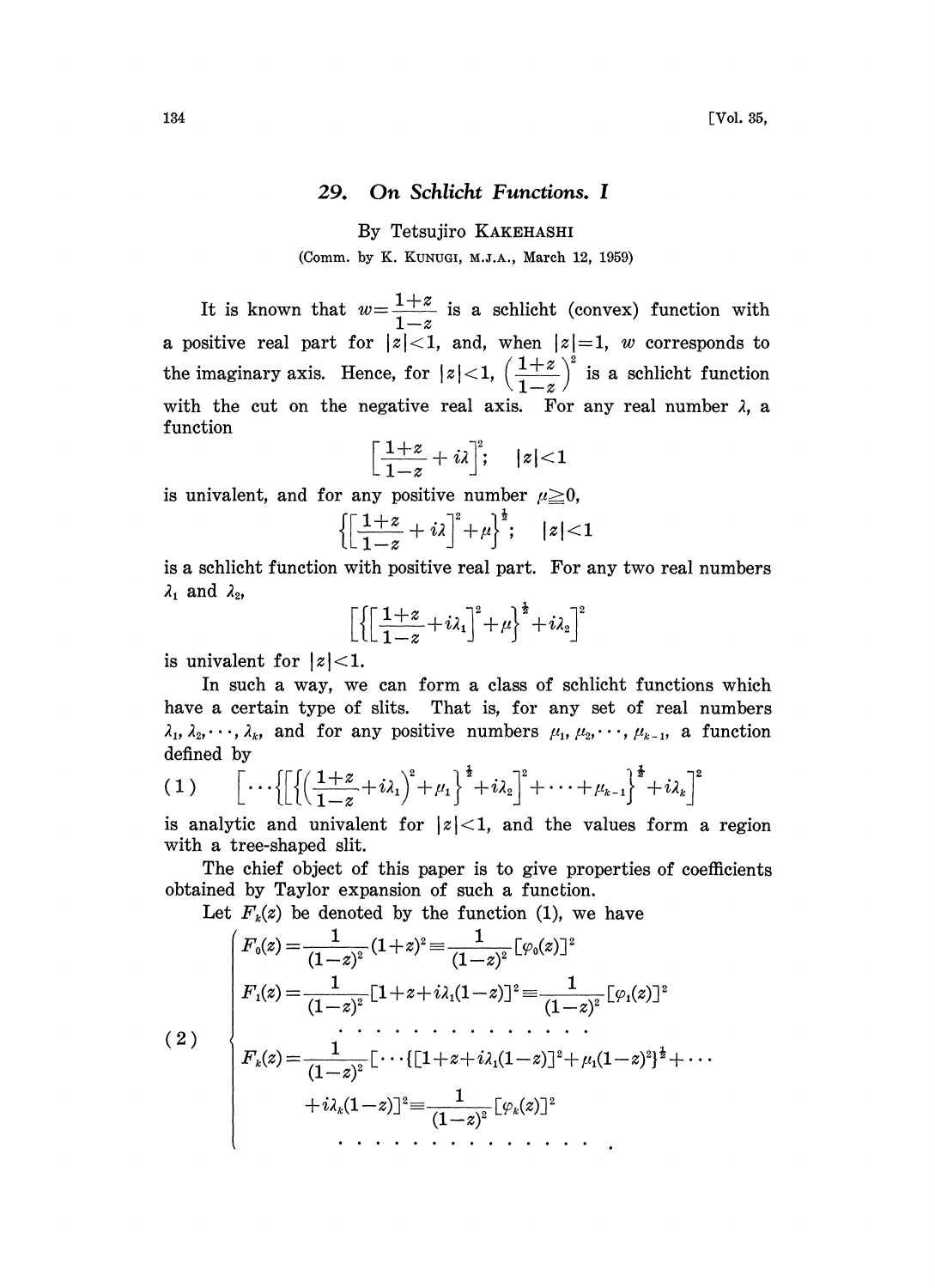# 29. On Schlicht Functions. I

By Tetsujiro KAKEHASHI

(Comm. by K. KUNUGI, M.J.A., March 12, 1959)

It is known that $w=\dfrac{1+z}{1-z}$ is a schlicht (convex) function with a positive real part for $|z|<1$, and, when $|z|=1$, $w$ corresponds to the imaginary axis. Hence, for $|z|<1$, $\left(\dfrac{1+z}{1-z}\right)^2$ is a schlicht function with the cut on the negative real axis. For any real number $\lambda$, a function

$$\left[\frac{1+z}{1-z}+i\lambda\right]^2; \quad |z|<1$$

is univalent, and for any positive number $\mu\geqq 0$,

$$\left\{\left[\frac{1+z}{1-z}+i\lambda\right]^2+\mu\right\}^{\frac{1}{2}}; \quad |z|<1$$

is a schlicht function with positive real part. For any two real numbers $\lambda_1$ and $\lambda_2$,

$$\left[\left\{\left[\frac{1+z}{1-z}+i\lambda_1\right]^2+\mu\right\}^{\frac{1}{2}}+i\lambda_2\right]^2$$

is univalent for $|z|<1$.

In such a way, we can form a class of schlicht functions which have a certain type of slits. That is, for any set of real numbers $\lambda_1, \lambda_2, \cdots, \lambda_k$, and for any positive numbers $\mu_1, \mu_2, \cdots, \mu_{k-1}$, a function defined by

$$\left[\cdots\left\{\left[\left\{\left(\frac{1+z}{1-z}+i\lambda_1\right)^2+\mu_1\right\}^{\frac{1}{2}}+i\lambda_2\right]^2+\cdots+\mu_{k-1}\right\}^{\frac{1}{2}}+i\lambda_k\right]^2 \tag{1}$$

is analytic and univalent for $|z|<1$, and the values form a region with a tree-shaped slit.

The chief object of this paper is to give properties of coefficients obtained by Taylor expansion of such a function.

Let $F_k(z)$ be denoted by the function (1), we have

$$\left\{\begin{aligned}
F_0(z)&=\frac{1}{(1-z)^2}(1+z)^2\equiv\frac{1}{(1-z)^2}[\varphi_0(z)]^2\\
F_1(z)&=\frac{1}{(1-z)^2}[1+z+i\lambda_1(1-z)]^2\equiv\frac{1}{(1-z)^2}[\varphi_1(z)]^2\\
&\cdots\cdots\cdots\cdots\cdots\\
F_k(z)&=\frac{1}{(1-z)^2}[\cdots\{[1+z+i\lambda_1(1-z)]^2+\mu_1(1-z)^2\}^{\frac{1}{2}}+\cdots\\
&\qquad+i\lambda_k(1-z)]^2\equiv\frac{1}{(1-z)^2}[\varphi_k(z)]^2\\
&\cdots\cdots\cdots\cdots\cdots.
\end{aligned}\right. \tag{2}$$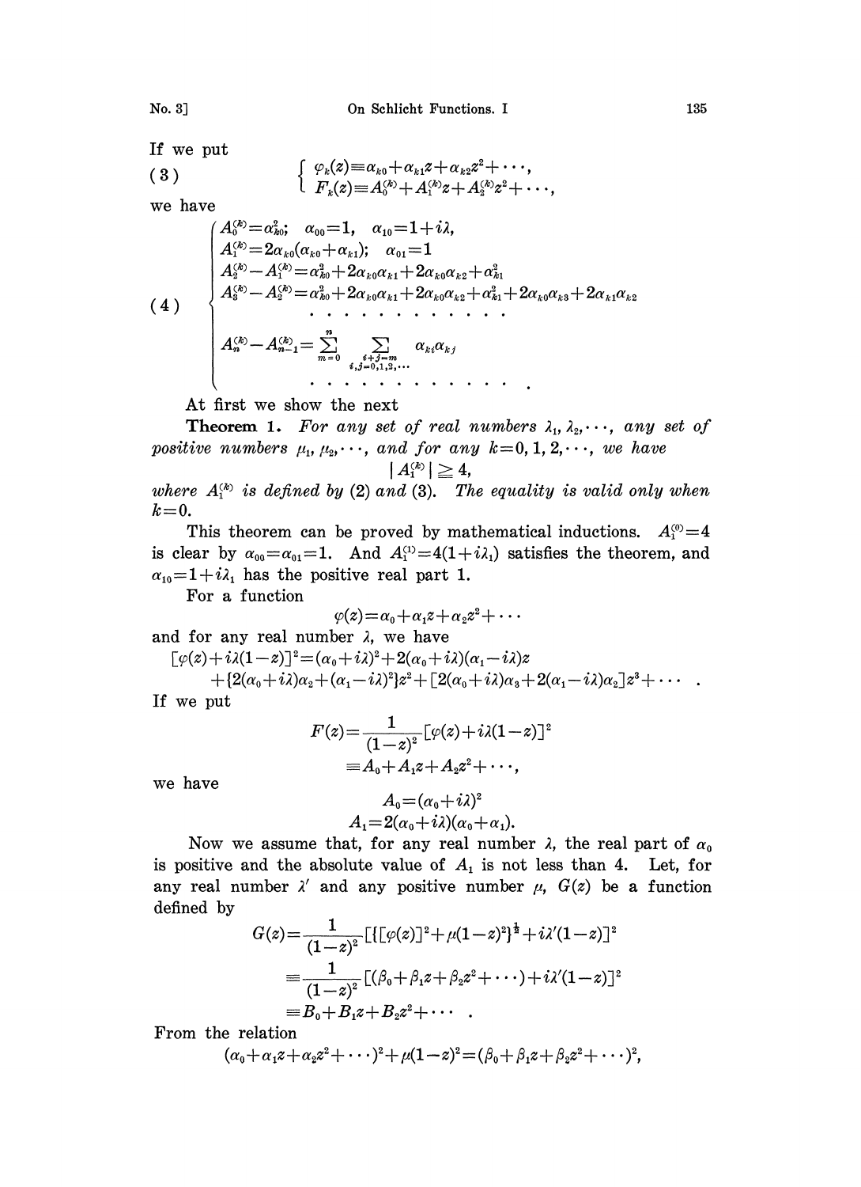If we put

$$(3)\qquad \begin{cases} \varphi_k(z)\equiv \alpha_{k0}+\alpha_{k1}z+\alpha_{k2}z^2+\cdots, \\ F_k(z)\equiv A_0^{(k)}+A_1^{(k)}z+A_2^{(k)}z^2+\cdots, \end{cases}$$

we have

$$(4)\qquad \begin{cases} A_0^{(k)}=\alpha_{k0}^2;\quad \alpha_{00}=1,\quad \alpha_{10}=1+i\lambda, \\ A_1^{(k)}=2\alpha_{k0}(\alpha_{k0}+\alpha_{k1});\quad \alpha_{01}=1 \\ A_2^{(k)}-A_1^{(k)}=\alpha_{k0}^2+2\alpha_{k0}\alpha_{k1}+2\alpha_{k0}\alpha_{k2}+\alpha_{k1}^2 \\ A_3^{(k)}-A_2^{(k)}=\alpha_{k0}^2+2\alpha_{k0}\alpha_{k1}+2\alpha_{k0}\alpha_{k2}+\alpha_{k1}^2+2\alpha_{k0}\alpha_{k3}+2\alpha_{k1}\alpha_{k2} \\ \quad\cdots\cdots\cdots\cdots \\ A_n^{(k)}-A_{n-1}^{(k)}=\sum\limits_{m=0}^{n}\sum\limits_{\substack{i+j=m \\ i,j=0,1,2,\cdots}}\alpha_{ki}\alpha_{kj} \\ \quad\cdots\cdots\cdots\cdots . \end{cases}$$

At first we show the next

**Theorem 1.** *For any set of real numbers $\lambda_1, \lambda_2, \cdots$, any set of positive numbers $\mu_1, \mu_2, \cdots$, and for any $k=0,1,2,\cdots$, we have*

$$|A_1^{(k)}|\geqq 4,$$

*where $A_1^{(k)}$ is defined by (2) and (3). The equality is valid only when $k=0$.*

This theorem can be proved by mathematical inductions. $A_1^{(0)}=4$ is clear by $\alpha_{00}=\alpha_{01}=1$. And $A_1^{(1)}=4(1+i\lambda_1)$ satisfies the theorem, and $\alpha_{10}=1+i\lambda_1$ has the positive real part 1.

For a function

$$\varphi(z)=\alpha_0+\alpha_1 z+\alpha_2 z^2+\cdots$$

and for any real number $\lambda$, we have

$$[\varphi(z)+i\lambda(1-z)]^2=(\alpha_0+i\lambda)^2+2(\alpha_0+i\lambda)(\alpha_1-i\lambda)z$$
$$+\{2(\alpha_0+i\lambda)\alpha_2+(\alpha_1-i\lambda)^2\}z^2+[2(\alpha_0+i\lambda)\alpha_3+2(\alpha_1-i\lambda)\alpha_2]z^3+\cdots .$$

If we put

$$F(z)=\frac{1}{(1-z)^2}[\varphi(z)+i\lambda(1-z)]^2$$
$$\equiv A_0+A_1z+A_2z^2+\cdots,$$

we have

$$A_0=(\alpha_0+i\lambda)^2$$
$$A_1=2(\alpha_0+i\lambda)(\alpha_0+\alpha_1).$$

Now we assume that, for any real number $\lambda$, the real part of $\alpha_0$ is positive and the absolute value of $A_1$ is not less than 4. Let, for any real number $\lambda'$ and any positive number $\mu$, $G(z)$ be a function defined by

$$G(z)=\frac{1}{(1-z)^2}[\{[\varphi(z)]^2+\mu(1-z)^2\}^{\frac{1}{2}}+i\lambda'(1-z)]^2$$
$$\equiv\frac{1}{(1-z)^2}[(\beta_0+\beta_1z+\beta_2z^2+\cdots)+i\lambda'(1-z)]^2$$
$$\equiv B_0+B_1z+B_2z^2+\cdots .$$

From the relation

$$(\alpha_0+\alpha_1z+\alpha_2z^2+\cdots)^2+\mu(1-z)^2=(\beta_0+\beta_1z+\beta_2z^2+\cdots)^2,$$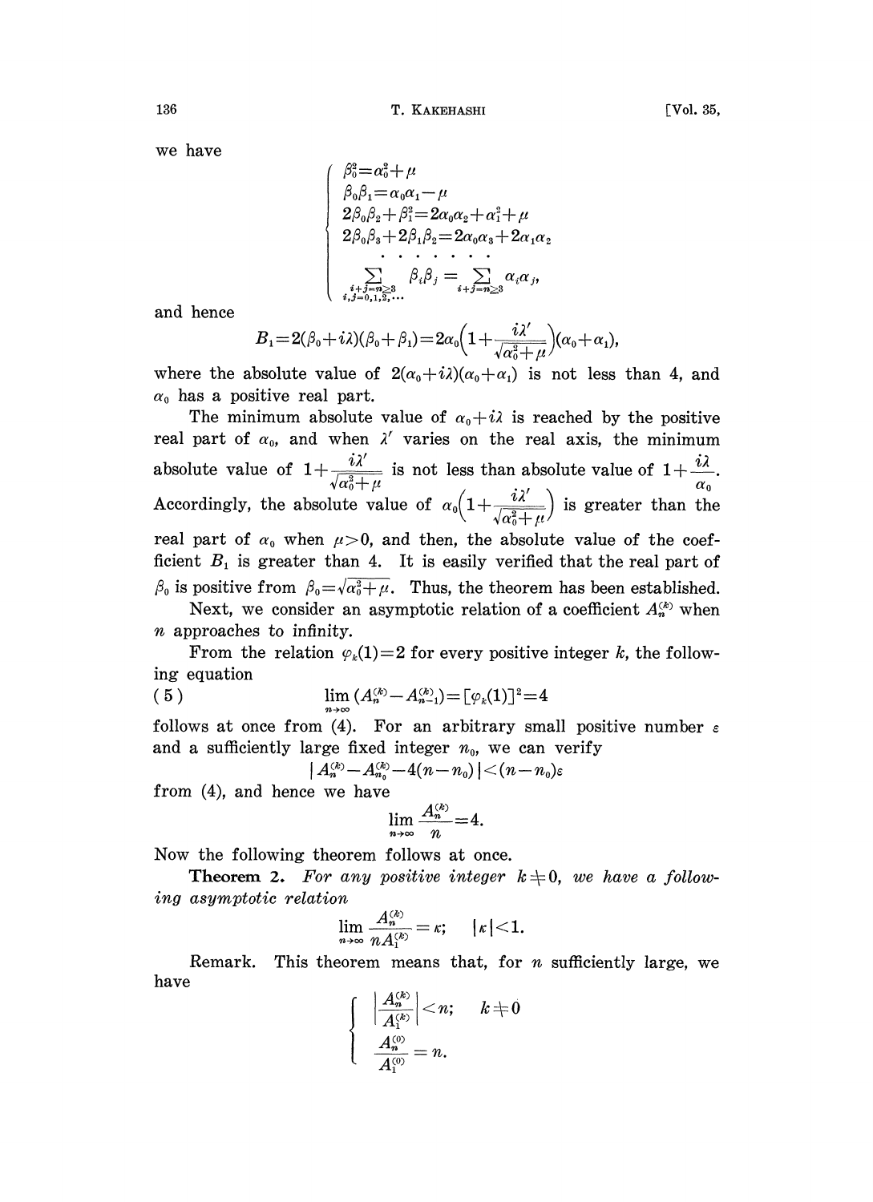we have

$$
\left\{
\begin{array}{l}
\beta_0^2=\alpha_0^2+\mu \\
\beta_0\beta_1=\alpha_0\alpha_1-\mu \\
2\beta_0\beta_2+\beta_1^2=2\alpha_0\alpha_2+\alpha_1^2+\mu \\
2\beta_0\beta_3+2\beta_1\beta_2=2\alpha_0\alpha_3+2\alpha_1\alpha_2 \\
\quad \cdot \quad \cdot \quad \cdot \quad \cdot \quad \cdot \quad \cdot \quad \cdot \\
\sum\limits_{\substack{i+j=n\geq 3\\ i,j=0,1,2,\cdots}} \beta_i\beta_j = \sum\limits_{i+j=n\geq 3} \alpha_i\alpha_j,
\end{array}
\right.
$$

and hence

$$B_1=2(\beta_0+i\lambda)(\beta_0+\beta_1)=2\alpha_0\Big(1+\frac{i\lambda'}{\sqrt{\alpha_0^2+\mu}}\Big)(\alpha_0+\alpha_1),$$

where the absolute value of $2(\alpha_0+i\lambda)(\alpha_0+\alpha_1)$ is not less than 4, and $\alpha_0$ has a positive real part.

The minimum absolute value of $\alpha_0+i\lambda$ is reached by the positive real part of $\alpha_0$, and when $\lambda'$ varies on the real axis, the minimum absolute value of $1+\frac{i\lambda'}{\sqrt{\alpha_0^2+\mu}}$ is not less than absolute value of $1+\frac{i\lambda}{\alpha_0}$. Accordingly, the absolute value of $\alpha_0\Big(1+\frac{i\lambda'}{\sqrt{\alpha_0^2+\mu}}\Big)$ is greater than the real part of $\alpha_0$ when $\mu>0$, and then, the absolute value of the coefficient $B_1$ is greater than 4. It is easily verified that the real part of $\beta_0$ is positive from $\beta_0=\sqrt{\alpha_0^2+\mu}$. Thus, the theorem has been established.

Next, we consider an asymptotic relation of a coefficient $A_n^{(k)}$ when $n$ approaches to infinity.

From the relation $\varphi_k(1)=2$ for every positive integer $k$, the following equation

$$\lim_{n\to\infty}(A_n^{(k)}-A_{n-1}^{(k)})=[\varphi_k(1)]^2=4 \tag{5}$$

follows at once from (4). For an arbitrary small positive number $\varepsilon$ and a sufficiently large fixed integer $n_0$, we can verify

$$|A_n^{(k)}-A_{n_0}^{(k)}-4(n-n_0)|<(n-n_0)\varepsilon$$

from (4), and hence we have

$$\lim_{n\to\infty}\frac{A_n^{(k)}}{n}=4.$$

Now the following theorem follows at once.

**Theorem 2.** *For any positive integer $k\neq 0$, we have a following asymptotic relation*

$$\lim_{n\to\infty}\frac{A_n^{(k)}}{nA_1^{(k)}}=\kappa; \quad |\kappa|<1.$$

Remark. This theorem means that, for $n$ sufficiently large, we have

$$
\left\{
\begin{array}{l}
\left|\dfrac{A_n^{(k)}}{A_1^{(k)}}\right|<n; \quad k\neq 0 \\
\dfrac{A_n^{(0)}}{A_1^{(0)}}=n.
\end{array}
\right.
$$